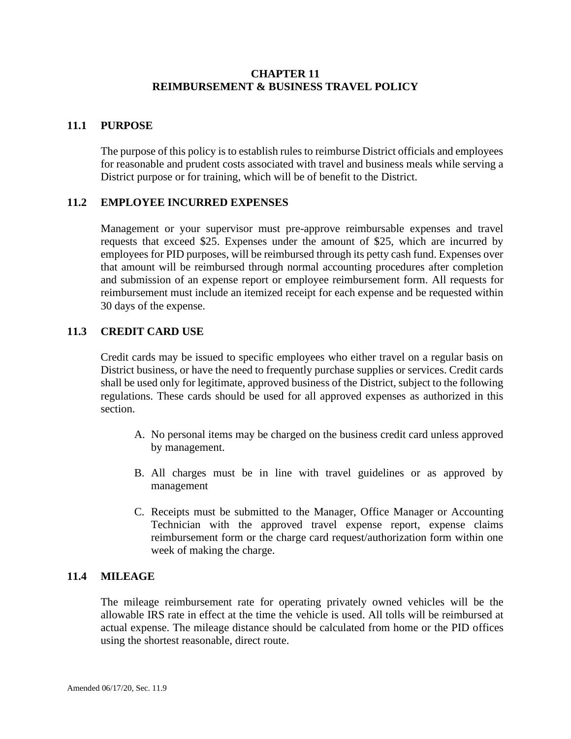# CHAPTER 11
# REIMBURSEMENT & BUSINESS TRAVEL POLICY

## 11.1 PURPOSE

The purpose of this policy is to establish rules to reimburse District officials and employees for reasonable and prudent costs associated with travel and business meals while serving a District purpose or for training, which will be of benefit to the District.

## 11.2 EMPLOYEE INCURRED EXPENSES

Management or your supervisor must pre-approve reimbursable expenses and travel requests that exceed $25. Expenses under the amount of $25, which are incurred by employees for PID purposes, will be reimbursed through its petty cash fund. Expenses over that amount will be reimbursed through normal accounting procedures after completion and submission of an expense report or employee reimbursement form. All requests for reimbursement must include an itemized receipt for each expense and be requested within 30 days of the expense.

## 11.3 CREDIT CARD USE

Credit cards may be issued to specific employees who either travel on a regular basis on District business, or have the need to frequently purchase supplies or services. Credit cards shall be used only for legitimate, approved business of the District, subject to the following regulations. These cards should be used for all approved expenses as authorized in this section.

A. No personal items may be charged on the business credit card unless approved by management.

B. All charges must be in line with travel guidelines or as approved by management

C. Receipts must be submitted to the Manager, Office Manager or Accounting Technician with the approved travel expense report, expense claims reimbursement form or the charge card request/authorization form within one week of making the charge.

## 11.4 MILEAGE

The mileage reimbursement rate for operating privately owned vehicles will be the allowable IRS rate in effect at the time the vehicle is used. All tolls will be reimbursed at actual expense. The mileage distance should be calculated from home or the PID offices using the shortest reasonable, direct route.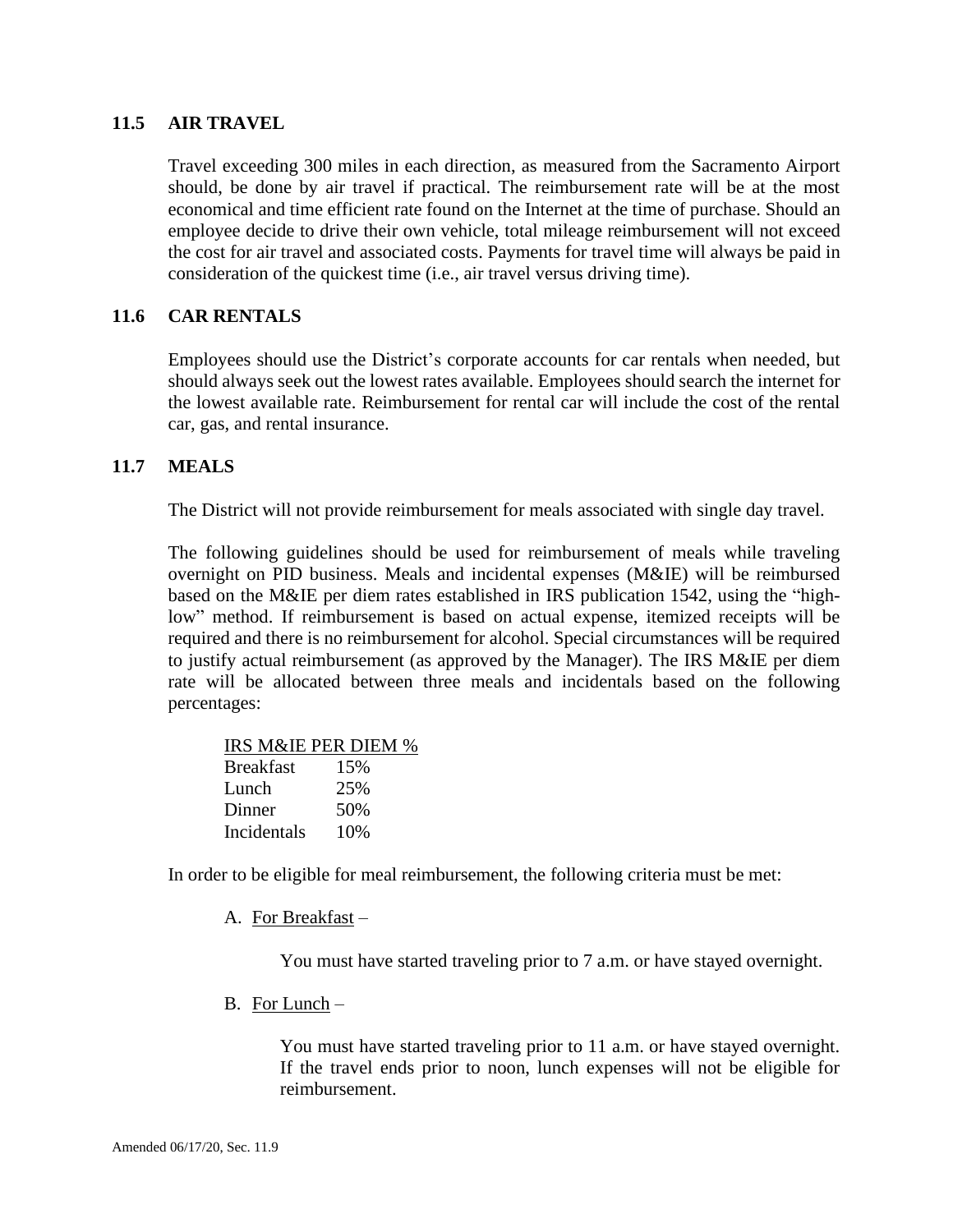## 11.5 AIR TRAVEL

Travel exceeding 300 miles in each direction, as measured from the Sacramento Airport should, be done by air travel if practical. The reimbursement rate will be at the most economical and time efficient rate found on the Internet at the time of purchase. Should an employee decide to drive their own vehicle, total mileage reimbursement will not exceed the cost for air travel and associated costs. Payments for travel time will always be paid in consideration of the quickest time (i.e., air travel versus driving time).

## 11.6 CAR RENTALS

Employees should use the District's corporate accounts for car rentals when needed, but should always seek out the lowest rates available. Employees should search the internet for the lowest available rate. Reimbursement for rental car will include the cost of the rental car, gas, and rental insurance.

## 11.7 MEALS

The District will not provide reimbursement for meals associated with single day travel.

The following guidelines should be used for reimbursement of meals while traveling overnight on PID business. Meals and incidental expenses (M&IE) will be reimbursed based on the M&IE per diem rates established in IRS publication 1542, using the "high-low" method. If reimbursement is based on actual expense, itemized receipts will be required and there is no reimbursement for alcohol. Special circumstances will be required to justify actual reimbursement (as approved by the Manager). The IRS M&IE per diem rate will be allocated between three meals and incidentals based on the following percentages:

| IRS M&IE PER DIEM % | |
|---|---|
| Breakfast | 15% |
| Lunch | 25% |
| Dinner | 50% |
| Incidentals | 10% |

In order to be eligible for meal reimbursement, the following criteria must be met:

A. For Breakfast –

You must have started traveling prior to 7 a.m. or have stayed overnight.

B. For Lunch –

You must have started traveling prior to 11 a.m. or have stayed overnight. If the travel ends prior to noon, lunch expenses will not be eligible for reimbursement.

Amended 06/17/20, Sec. 11.9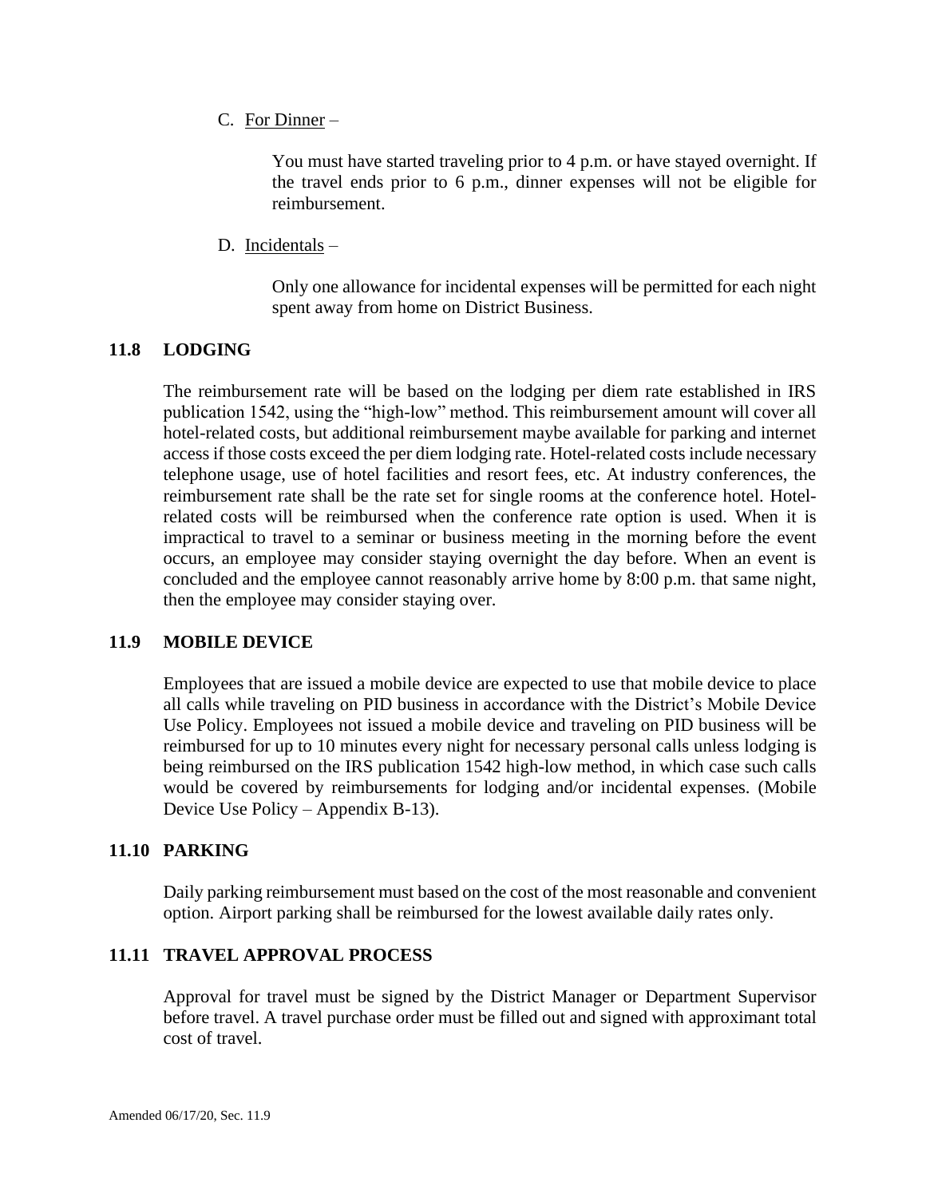C. For Dinner –

You must have started traveling prior to 4 p.m. or have stayed overnight. If the travel ends prior to 6 p.m., dinner expenses will not be eligible for reimbursement.

D. Incidentals –

Only one allowance for incidental expenses will be permitted for each night spent away from home on District Business.

## 11.8 LODGING

The reimbursement rate will be based on the lodging per diem rate established in IRS publication 1542, using the "high-low" method. This reimbursement amount will cover all hotel-related costs, but additional reimbursement maybe available for parking and internet access if those costs exceed the per diem lodging rate. Hotel-related costs include necessary telephone usage, use of hotel facilities and resort fees, etc. At industry conferences, the reimbursement rate shall be the rate set for single rooms at the conference hotel. Hotel-related costs will be reimbursed when the conference rate option is used. When it is impractical to travel to a seminar or business meeting in the morning before the event occurs, an employee may consider staying overnight the day before. When an event is concluded and the employee cannot reasonably arrive home by 8:00 p.m. that same night, then the employee may consider staying over.

## 11.9 MOBILE DEVICE

Employees that are issued a mobile device are expected to use that mobile device to place all calls while traveling on PID business in accordance with the District's Mobile Device Use Policy. Employees not issued a mobile device and traveling on PID business will be reimbursed for up to 10 minutes every night for necessary personal calls unless lodging is being reimbursed on the IRS publication 1542 high-low method, in which case such calls would be covered by reimbursements for lodging and/or incidental expenses. (Mobile Device Use Policy – Appendix B-13).

## 11.10 PARKING

Daily parking reimbursement must based on the cost of the most reasonable and convenient option. Airport parking shall be reimbursed for the lowest available daily rates only.

## 11.11 TRAVEL APPROVAL PROCESS

Approval for travel must be signed by the District Manager or Department Supervisor before travel. A travel purchase order must be filled out and signed with approximant total cost of travel.

Amended 06/17/20, Sec. 11.9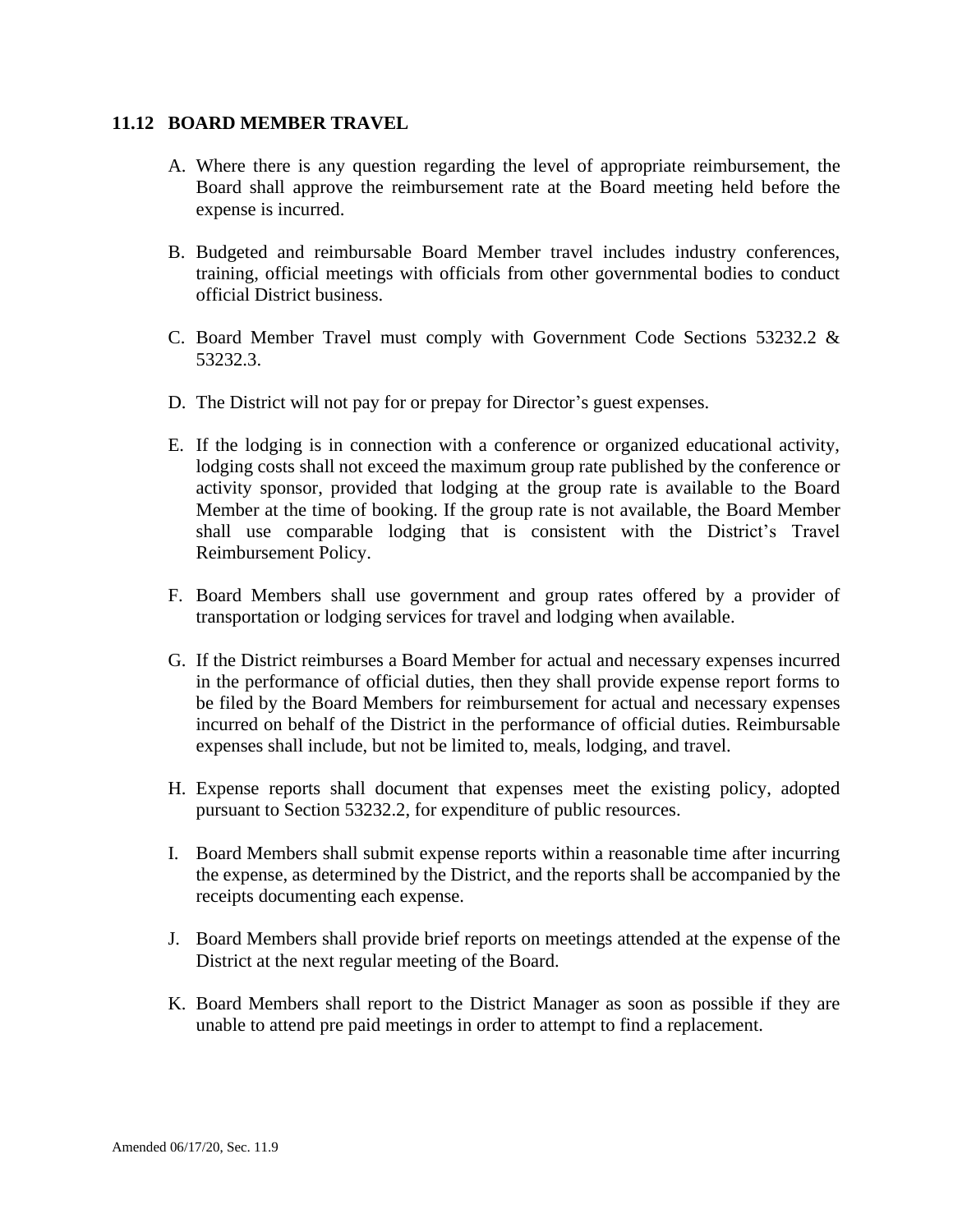### 11.12 BOARD MEMBER TRAVEL

A. Where there is any question regarding the level of appropriate reimbursement, the Board shall approve the reimbursement rate at the Board meeting held before the expense is incurred.

B. Budgeted and reimbursable Board Member travel includes industry conferences, training, official meetings with officials from other governmental bodies to conduct official District business.

C. Board Member Travel must comply with Government Code Sections 53232.2 & 53232.3.

D. The District will not pay for or prepay for Director's guest expenses.

E. If the lodging is in connection with a conference or organized educational activity, lodging costs shall not exceed the maximum group rate published by the conference or activity sponsor, provided that lodging at the group rate is available to the Board Member at the time of booking. If the group rate is not available, the Board Member shall use comparable lodging that is consistent with the District's Travel Reimbursement Policy.

F. Board Members shall use government and group rates offered by a provider of transportation or lodging services for travel and lodging when available.

G. If the District reimburses a Board Member for actual and necessary expenses incurred in the performance of official duties, then they shall provide expense report forms to be filed by the Board Members for reimbursement for actual and necessary expenses incurred on behalf of the District in the performance of official duties. Reimbursable expenses shall include, but not be limited to, meals, lodging, and travel.

H. Expense reports shall document that expenses meet the existing policy, adopted pursuant to Section 53232.2, for expenditure of public resources.

I. Board Members shall submit expense reports within a reasonable time after incurring the expense, as determined by the District, and the reports shall be accompanied by the receipts documenting each expense.

J. Board Members shall provide brief reports on meetings attended at the expense of the District at the next regular meeting of the Board.

K. Board Members shall report to the District Manager as soon as possible if they are unable to attend pre paid meetings in order to attempt to find a replacement.

Amended 06/17/20, Sec. 11.9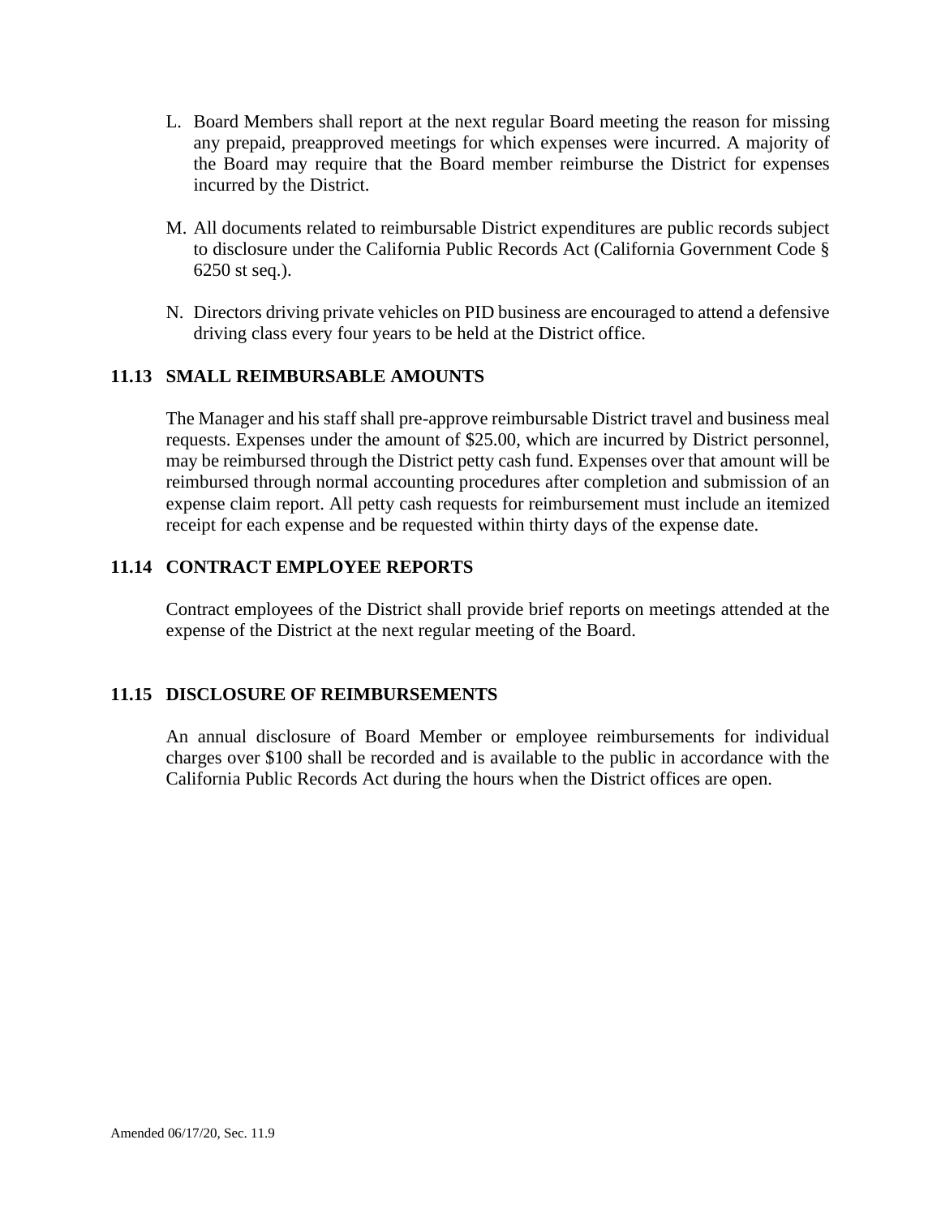L. Board Members shall report at the next regular Board meeting the reason for missing any prepaid, preapproved meetings for which expenses were incurred. A majority of the Board may require that the Board member reimburse the District for expenses incurred by the District.

M. All documents related to reimbursable District expenditures are public records subject to disclosure under the California Public Records Act (California Government Code § 6250 st seq.).

N. Directors driving private vehicles on PID business are encouraged to attend a defensive driving class every four years to be held at the District office.

### 11.13 SMALL REIMBURSABLE AMOUNTS

The Manager and his staff shall pre-approve reimbursable District travel and business meal requests. Expenses under the amount of $25.00, which are incurred by District personnel, may be reimbursed through the District petty cash fund. Expenses over that amount will be reimbursed through normal accounting procedures after completion and submission of an expense claim report. All petty cash requests for reimbursement must include an itemized receipt for each expense and be requested within thirty days of the expense date.

### 11.14 CONTRACT EMPLOYEE REPORTS

Contract employees of the District shall provide brief reports on meetings attended at the expense of the District at the next regular meeting of the Board.

### 11.15 DISCLOSURE OF REIMBURSEMENTS

An annual disclosure of Board Member or employee reimbursements for individual charges over $100 shall be recorded and is available to the public in accordance with the California Public Records Act during the hours when the District offices are open.

Amended 06/17/20, Sec. 11.9